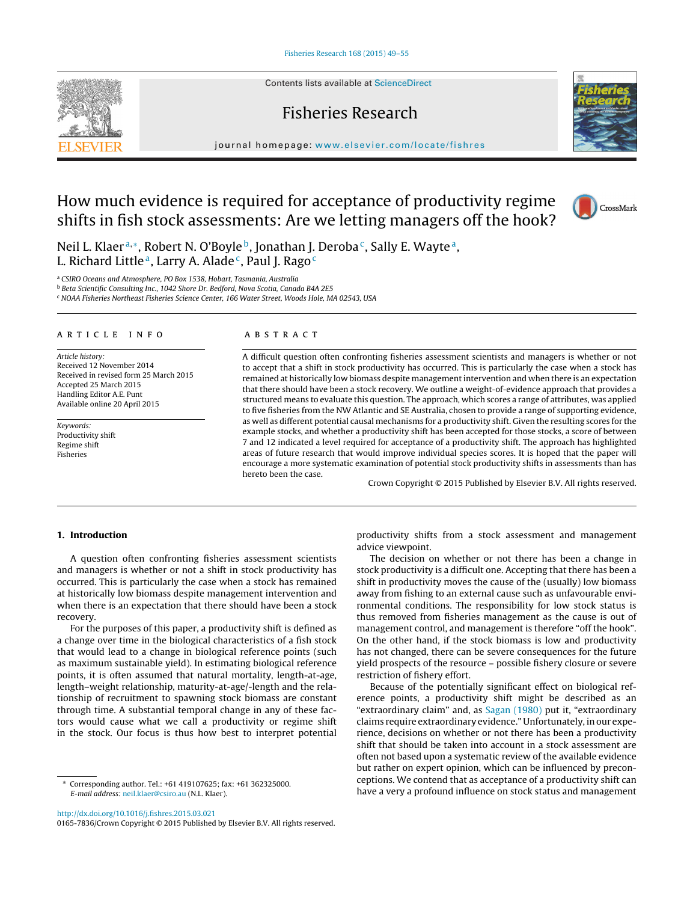# How much evidence is required for acceptance of productivity regime shifts in fish stock assessments: Are we letting managers off the hook?

Neil L. Klaer[a,*], Robert N. O'Boyle[b], Jonathan J. Deroba[c], Sally E. Wayte[a], L. Richard Little[a], Larry A. Alade[c], Paul J. Rago[c]

[a] CSIRO Oceans and Atmosphere, PO Box 1538, Hobart, Tasmania, Australia
[b] Beta Scientific Consulting Inc., 1042 Shore Dr. Bedford, Nova Scotia, Canada B4A 2E5
[c] NOAA Fisheries Northeast Fisheries Science Center, 166 Water Street, Woods Hole, MA 02543, USA

**ARTICLE INFO**

*Article history:*
Received 12 November 2014
Received in revised form 25 March 2015
Accepted 25 March 2015
Handling Editor A.E. Punt
Available online 20 April 2015

*Keywords:*
Productivity shift
Regime shift
Fisheries

**ABSTRACT**

A difficult question often confronting fisheries assessment scientists and managers is whether or not to accept that a shift in stock productivity has occurred. This is particularly the case when a stock has remained at historically low biomass despite management intervention and when there is an expectation that there should have been a stock recovery. We outline a weight-of-evidence approach that provides a structured means to evaluate this question. The approach, which scores a range of attributes, was applied to five fisheries from the NW Atlantic and SE Australia, chosen to provide a range of supporting evidence, as well as different potential causal mechanisms for a productivity shift. Given the resulting scores for the example stocks, and whether a productivity shift has been accepted for those stocks, a score of between 7 and 12 indicated a level required for acceptance of a productivity shift. The approach has highlighted areas of future research that would improve individual species scores. It is hoped that the paper will encourage a more systematic examination of potential stock productivity shifts in assessments than has hereto been the case.

Crown Copyright © 2015 Published by Elsevier B.V. All rights reserved.

## 1. Introduction

A question often confronting fisheries assessment scientists and managers is whether or not a shift in stock productivity has occurred. This is particularly the case when a stock has remained at historically low biomass despite management intervention and when there is an expectation that there should have been a stock recovery.

For the purposes of this paper, a productivity shift is defined as a change over time in the biological characteristics of a fish stock that would lead to a change in biological reference points (such as maximum sustainable yield). In estimating biological reference points, it is often assumed that natural mortality, length-at-age, length–weight relationship, maturity-at-age/-length and the relationship of recruitment to spawning stock biomass are constant through time. A substantial temporal change in any of these factors would cause what we call a productivity or regime shift in the stock. Our focus is thus how best to interpret potential productivity shifts from a stock assessment and management advice viewpoint.

The decision on whether or not there has been a change in stock productivity is a difficult one. Accepting that there has been a shift in productivity moves the cause of the (usually) low biomass away from fishing to an external cause such as unfavourable environmental conditions. The responsibility for low stock status is thus removed from fisheries management as the cause is out of management control, and management is therefore "off the hook". On the other hand, if the stock biomass is low and productivity has not changed, there can be severe consequences for the future yield prospects of the resource – possible fishery closure or severe restriction of fishery effort.

Because of the potentially significant effect on biological reference points, a productivity shift might be described as an "extraordinary claim" and, as Sagan (1980) put it, "extraordinary claims require extraordinary evidence." Unfortunately, in our experience, decisions on whether or not there has been a productivity shift that should be taken into account in a stock assessment are often not based upon a systematic review of the available evidence but rather on expert opinion, which can be influenced by preconceptions. We contend that as acceptance of a productivity shift can have a very a profound influence on stock status and management

* Corresponding author. Tel.: +61 419107625; fax: +61 362325000.
*E-mail address:* neil.klaer@csiro.au (N.L. Klaer).

http://dx.doi.org/10.1016/j.fishres.2015.03.021
0165-7836/Crown Copyright © 2015 Published by Elsevier B.V. All rights reserved.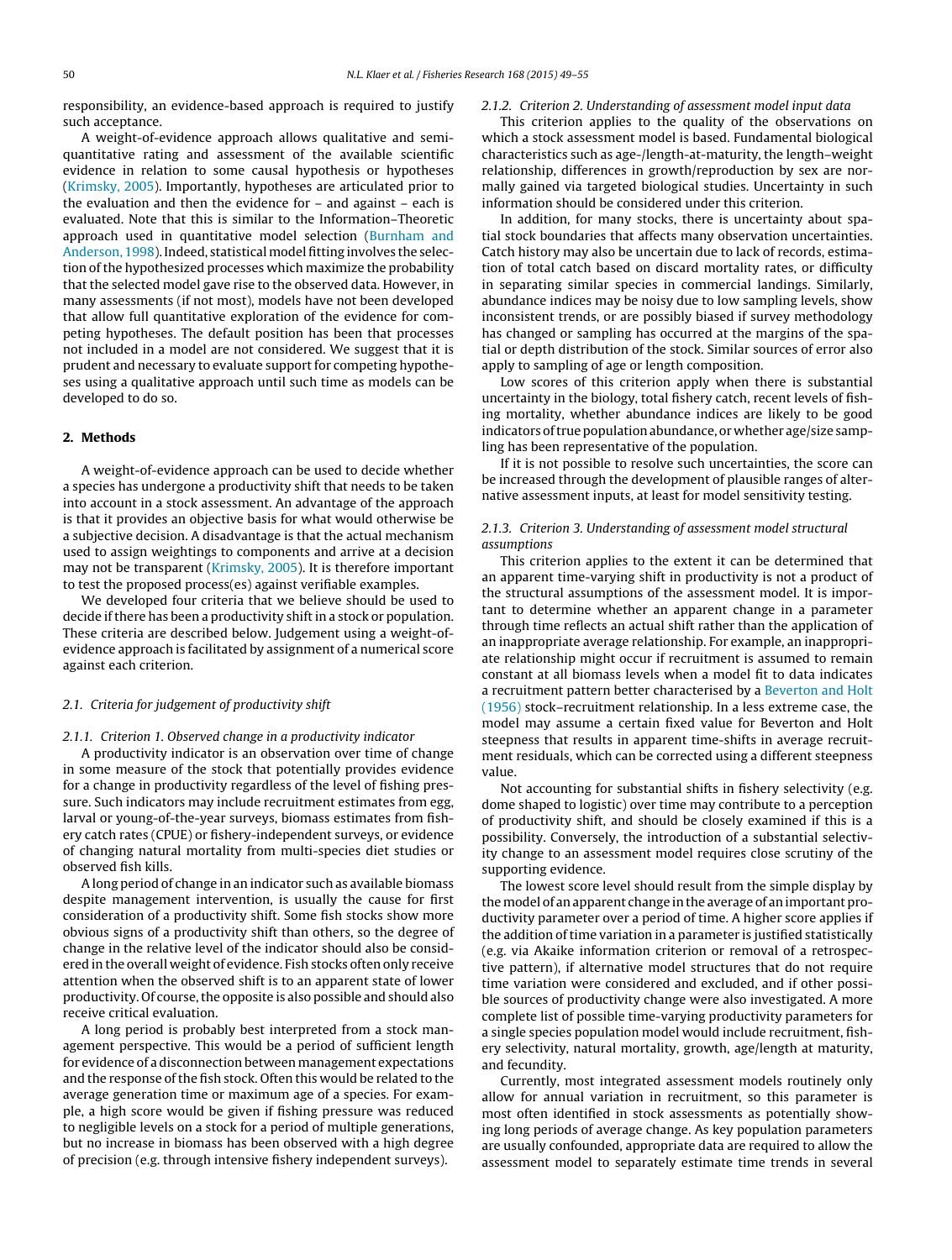responsibility, an evidence-based approach is required to justify such acceptance.

A weight-of-evidence approach allows qualitative and semi-quantitative rating and assessment of the available scientific evidence in relation to some causal hypothesis or hypotheses (Krimsky, 2005). Importantly, hypotheses are articulated prior to the evaluation and then the evidence for – and against – each is evaluated. Note that this is similar to the Information–Theoretic approach used in quantitative model selection (Burnham and Anderson, 1998). Indeed, statistical model fitting involves the selection of the hypothesized processes which maximize the probability that the selected model gave rise to the observed data. However, in many assessments (if not most), models have not been developed that allow full quantitative exploration of the evidence for competing hypotheses. The default position has been that processes not included in a model are not considered. We suggest that it is prudent and necessary to evaluate support for competing hypotheses using a qualitative approach until such time as models can be developed to do so.

## 2. Methods

A weight-of-evidence approach can be used to decide whether a species has undergone a productivity shift that needs to be taken into account in a stock assessment. An advantage of the approach is that it provides an objective basis for what would otherwise be a subjective decision. A disadvantage is that the actual mechanism used to assign weightings to components and arrive at a decision may not be transparent (Krimsky, 2005). It is therefore important to test the proposed process(es) against verifiable examples.

We developed four criteria that we believe should be used to decide if there has been a productivity shift in a stock or population. These criteria are described below. Judgement using a weight-of-evidence approach is facilitated by assignment of a numerical score against each criterion.

### 2.1. Criteria for judgement of productivity shift

#### 2.1.1. Criterion 1. Observed change in a productivity indicator

A productivity indicator is an observation over time of change in some measure of the stock that potentially provides evidence for a change in productivity regardless of the level of fishing pressure. Such indicators may include recruitment estimates from egg, larval or young-of-the-year surveys, biomass estimates from fishery catch rates (CPUE) or fishery-independent surveys, or evidence of changing natural mortality from multi-species diet studies or observed fish kills.

A long period of change in an indicator such as available biomass despite management intervention, is usually the cause for first consideration of a productivity shift. Some fish stocks show more obvious signs of a productivity shift than others, so the degree of change in the relative level of the indicator should also be considered in the overall weight of evidence. Fish stocks often only receive attention when the observed shift is to an apparent state of lower productivity. Of course, the opposite is also possible and should also receive critical evaluation.

A long period is probably best interpreted from a stock management perspective. This would be a period of sufficient length for evidence of a disconnection between management expectations and the response of the fish stock. Often this would be related to the average generation time or maximum age of a species. For example, a high score would be given if fishing pressure was reduced to negligible levels on a stock for a period of multiple generations, but no increase in biomass has been observed with a high degree of precision (e.g. through intensive fishery independent surveys).

#### 2.1.2. Criterion 2. Understanding of assessment model input data

This criterion applies to the quality of the observations on which a stock assessment model is based. Fundamental biological characteristics such as age-/length-at-maturity, the length–weight relationship, differences in growth/reproduction by sex are normally gained via targeted biological studies. Uncertainty in such information should be considered under this criterion.

In addition, for many stocks, there is uncertainty about spatial stock boundaries that affects many observation uncertainties. Catch history may also be uncertain due to lack of records, estimation of total catch based on discard mortality rates, or difficulty in separating similar species in commercial landings. Similarly, abundance indices may be noisy due to low sampling levels, show inconsistent trends, or are possibly biased if survey methodology has changed or sampling has occurred at the margins of the spatial or depth distribution of the stock. Similar sources of error also apply to sampling of age or length composition.

Low scores of this criterion apply when there is substantial uncertainty in the biology, total fishery catch, recent levels of fishing mortality, whether abundance indices are likely to be good indicators of true population abundance, or whether age/size sampling has been representative of the population.

If it is not possible to resolve such uncertainties, the score can be increased through the development of plausible ranges of alternative assessment inputs, at least for model sensitivity testing.

#### 2.1.3. Criterion 3. Understanding of assessment model structural assumptions

This criterion applies to the extent it can be determined that an apparent time-varying shift in productivity is not a product of the structural assumptions of the assessment model. It is important to determine whether an apparent change in a parameter through time reflects an actual shift rather than the application of an inappropriate average relationship. For example, an inappropriate relationship might occur if recruitment is assumed to remain constant at all biomass levels when a model fit to data indicates a recruitment pattern better characterised by a Beverton and Holt (1956) stock–recruitment relationship. In a less extreme case, the model may assume a certain fixed value for Beverton and Holt steepness that results in apparent time-shifts in average recruitment residuals, which can be corrected using a different steepness value.

Not accounting for substantial shifts in fishery selectivity (e.g. dome shaped to logistic) over time may contribute to a perception of productivity shift, and should be closely examined if this is a possibility. Conversely, the introduction of a substantial selectivity change to an assessment model requires close scrutiny of the supporting evidence.

The lowest score level should result from the simple display by the model of an apparent change in the average of an important productivity parameter over a period of time. A higher score applies if the addition of time variation in a parameter is justified statistically (e.g. via Akaike information criterion or removal of a retrospective pattern), if alternative model structures that do not require time variation were considered and excluded, and if other possible sources of productivity change were also investigated. A more complete list of possible time-varying productivity parameters for a single species population model would include recruitment, fishery selectivity, natural mortality, growth, age/length at maturity, and fecundity.

Currently, most integrated assessment models routinely only allow for annual variation in recruitment, so this parameter is most often identified in stock assessments as potentially showing long periods of average change. As key population parameters are usually confounded, appropriate data are required to allow the assessment model to separately estimate time trends in several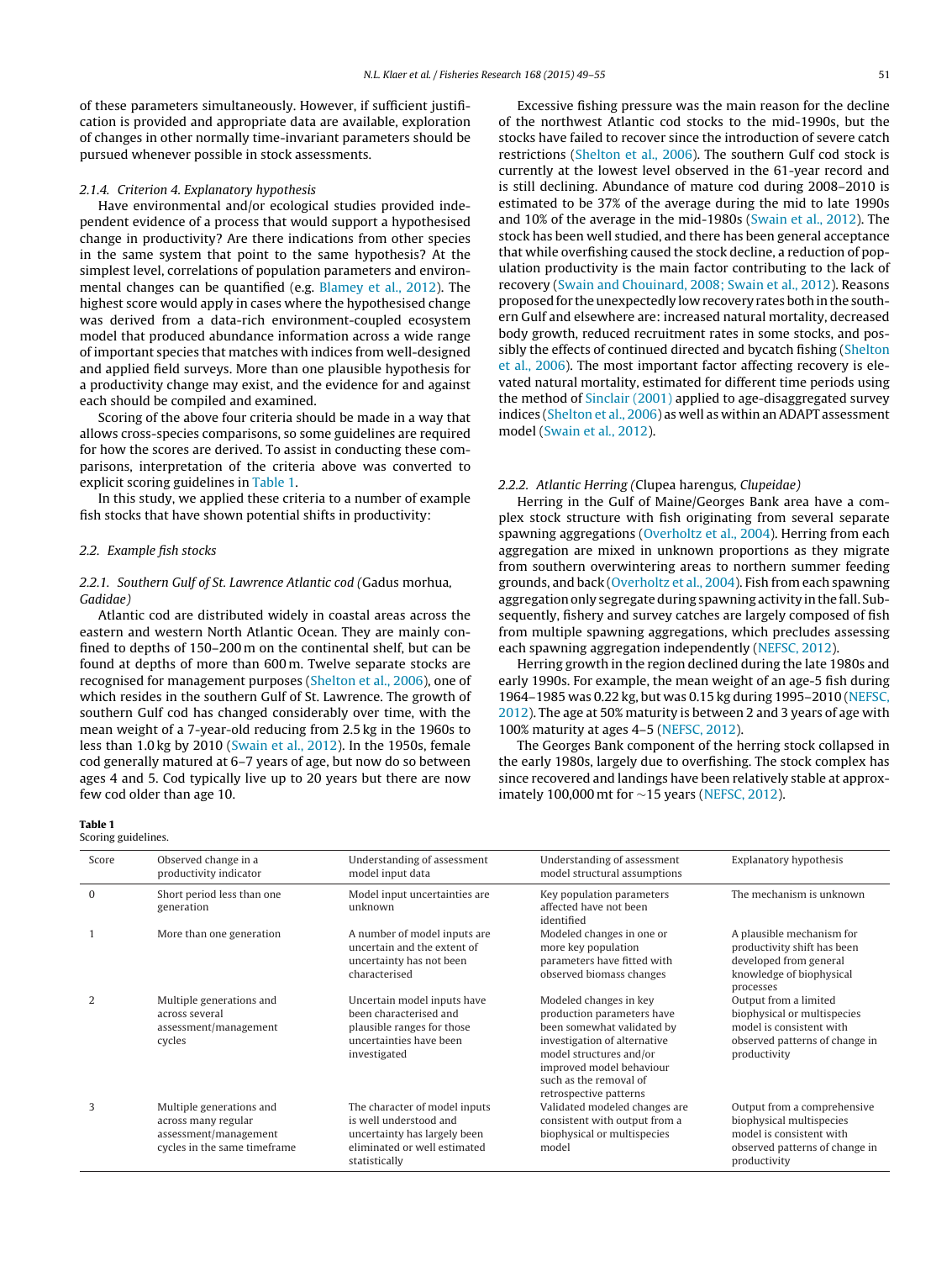of these parameters simultaneously. However, if sufficient justification is provided and appropriate data are available, exploration of changes in other normally time-invariant parameters should be pursued whenever possible in stock assessments.

#### 2.1.4. Criterion 4. Explanatory hypothesis

Have environmental and/or ecological studies provided independent evidence of a process that would support a hypothesised change in productivity? Are there indications from other species in the same system that point to the same hypothesis? At the simplest level, correlations of population parameters and environmental changes can be quantified (e.g. Blamey et al., 2012). The highest score would apply in cases where the hypothesised change was derived from a data-rich environment-coupled ecosystem model that produced abundance information across a wide range of important species that matches with indices from well-designed and applied field surveys. More than one plausible hypothesis for a productivity change may exist, and the evidence for and against each should be compiled and examined.

Scoring of the above four criteria should be made in a way that allows cross-species comparisons, so some guidelines are required for how the scores are derived. To assist in conducting these comparisons, interpretation of the criteria above was converted to explicit scoring guidelines in Table 1.

In this study, we applied these criteria to a number of example fish stocks that have shown potential shifts in productivity:

### 2.2. Example fish stocks

#### 2.2.1. Southern Gulf of St. Lawrence Atlantic cod (*Gadus morhua*, *Gadidae*)

Atlantic cod are distributed widely in coastal areas across the eastern and western North Atlantic Ocean. They are mainly confined to depths of 150–200 m on the continental shelf, but can be found at depths of more than 600 m. Twelve separate stocks are recognised for management purposes (Shelton et al., 2006), one of which resides in the southern Gulf of St. Lawrence. The growth of southern Gulf cod has changed considerably over time, with the mean weight of a 7-year-old reducing from 2.5 kg in the 1960s to less than 1.0 kg by 2010 (Swain et al., 2012). In the 1950s, female cod generally matured at 6–7 years of age, but now do so between ages 4 and 5. Cod typically live up to 20 years but there are now few cod older than age 10.

Excessive fishing pressure was the main reason for the decline of the northwest Atlantic cod stocks to the mid-1990s, but the stocks have failed to recover since the introduction of severe catch restrictions (Shelton et al., 2006). The southern Gulf cod stock is currently at the lowest level observed in the 61-year record and is still declining. Abundance of mature cod during 2008–2010 is estimated to be 37% of the average during the mid to late 1990s and 10% of the average in the mid-1980s (Swain et al., 2012). The stock has been well studied, and there has been general acceptance that while overfishing caused the stock decline, a reduction of population productivity is the main factor contributing to the lack of recovery (Swain and Chouinard, 2008; Swain et al., 2012). Reasons proposed for the unexpectedly low recovery rates both in the southern Gulf and elsewhere are: increased natural mortality, decreased body growth, reduced recruitment rates in some stocks, and possibly the effects of continued directed and bycatch fishing (Shelton et al., 2006). The most important factor affecting recovery is elevated natural mortality, estimated for different time periods using the method of Sinclair (2001) applied to age-disaggregated survey indices (Shelton et al., 2006) as well as within an ADAPT assessment model (Swain et al., 2012).

#### 2.2.2. Atlantic Herring (*Clupea harengus*, *Clupeidae*)

Herring in the Gulf of Maine/Georges Bank area have a complex stock structure with fish originating from several separate spawning aggregations (Overholtz et al., 2004). Herring from each aggregation are mixed in unknown proportions as they migrate from southern overwintering areas to northern summer feeding grounds, and back (Overholtz et al., 2004). Fish from each spawning aggregation only segregate during spawning activity in the fall. Subsequently, fishery and survey catches are largely composed of fish from multiple spawning aggregations, which precludes assessing each spawning aggregation independently (NEFSC, 2012).

Herring growth in the region declined during the late 1980s and early 1990s. For example, the mean weight of an age-5 fish during 1964–1985 was 0.22 kg, but was 0.15 kg during 1995–2010 (NEFSC, 2012). The age at 50% maturity is between 2 and 3 years of age with 100% maturity at ages 4–5 (NEFSC, 2012).

The Georges Bank component of the herring stock collapsed in the early 1980s, largely due to overfishing. The stock complex has since recovered and landings have been relatively stable at approximately 100,000 mt for ~15 years (NEFSC, 2012).

**Table 1**
Scoring guidelines.

| Score | Observed change in a productivity indicator | Understanding of assessment model input data | Understanding of assessment model structural assumptions | Explanatory hypothesis |
|---|---|---|---|---|
| 0 | Short period less than one generation | Model input uncertainties are unknown | Key population parameters affected have not been identified | The mechanism is unknown |
| 1 | More than one generation | A number of model inputs are uncertain and the extent of uncertainty has not been characterised | Modeled changes in one or more key population parameters have fitted with observed biomass changes | A plausible mechanism for productivity shift has been developed from general knowledge of biophysical processes |
| 2 | Multiple generations and across several assessment/management cycles | Uncertain model inputs have been characterised and plausible ranges for those uncertainties have been investigated | Modeled changes in key production parameters have been somewhat validated by investigation of alternative model structures and/or improved model behaviour such as the removal of retrospective patterns | Output from a limited biophysical or multispecies model is consistent with observed patterns of change in productivity |
| 3 | Multiple generations and across many regular assessment/management cycles in the same timeframe | The character of model inputs is well understood and uncertainty has largely been eliminated or well estimated statistically | Validated modeled changes are consistent with output from a biophysical or multispecies model | Output from a comprehensive biophysical multispecies model is consistent with observed patterns of change in productivity |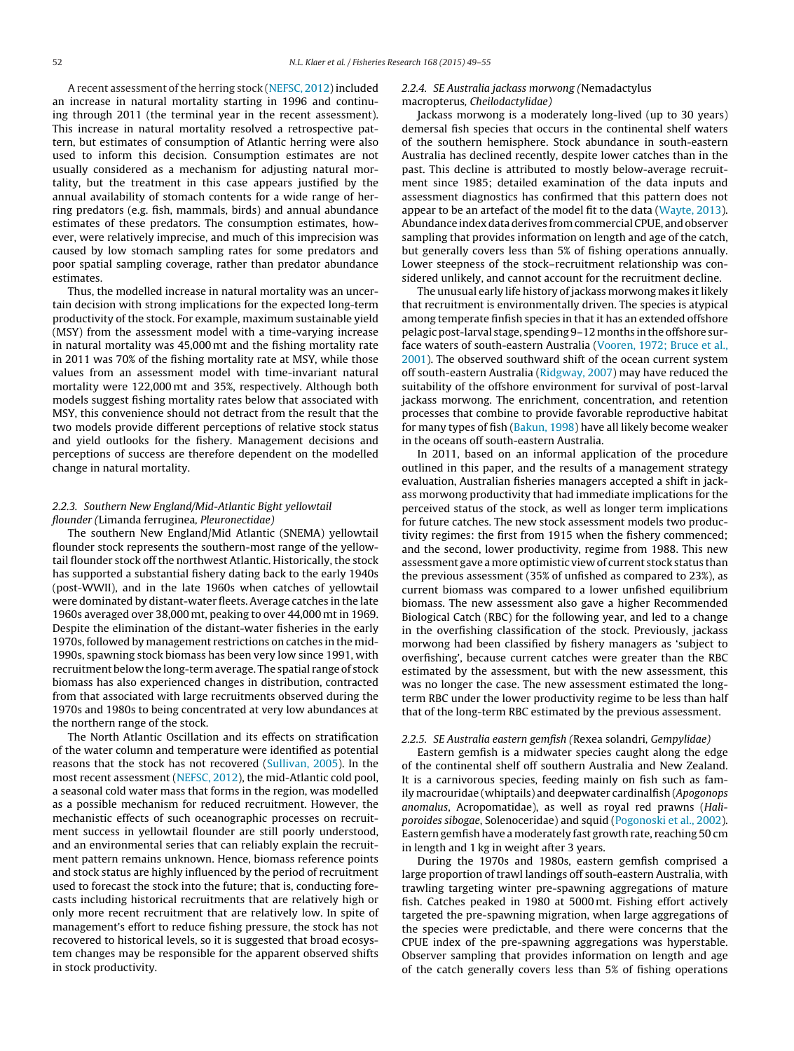A recent assessment of the herring stock (NEFSC, 2012) included an increase in natural mortality starting in 1996 and continuing through 2011 (the terminal year in the recent assessment). This increase in natural mortality resolved a retrospective pattern, but estimates of consumption of Atlantic herring were also used to inform this decision. Consumption estimates are not usually considered as a mechanism for adjusting natural mortality, but the treatment in this case appears justified by the annual availability of stomach contents for a wide range of herring predators (e.g. fish, mammals, birds) and annual abundance estimates of these predators. The consumption estimates, however, were relatively imprecise, and much of this imprecision was caused by low stomach sampling rates for some predators and poor spatial sampling coverage, rather than predator abundance estimates.

Thus, the modelled increase in natural mortality was an uncertain decision with strong implications for the expected long-term productivity of the stock. For example, maximum sustainable yield (MSY) from the assessment model with a time-varying increase in natural mortality was 45,000 mt and the fishing mortality rate in 2011 was 70% of the fishing mortality rate at MSY, while those values from an assessment model with time-invariant natural mortality were 122,000 mt and 35%, respectively. Although both models suggest fishing mortality rates below that associated with MSY, this convenience should not detract from the result that the two models provide different perceptions of relative stock status and yield outlooks for the fishery. Management decisions and perceptions of success are therefore dependent on the modelled change in natural mortality.

### 2.2.3. Southern New England/Mid-Atlantic Bight yellowtail flounder (*Limanda ferruginea*, *Pleuronectidae*)

The southern New England/Mid Atlantic (SNEMA) yellowtail flounder stock represents the southern-most range of the yellowtail flounder stock off the northwest Atlantic. Historically, the stock has supported a substantial fishery dating back to the early 1940s (post-WWII), and in the late 1960s when catches of yellowtail were dominated by distant-water fleets. Average catches in the late 1960s averaged over 38,000 mt, peaking to over 44,000 mt in 1969. Despite the elimination of the distant-water fisheries in the early 1970s, followed by management restrictions on catches in the mid-1990s, spawning stock biomass has been very low since 1991, with recruitment below the long-term average. The spatial range of stock biomass has also experienced changes in distribution, contracted from that associated with large recruitments observed during the 1970s and 1980s to being concentrated at very low abundances at the northern range of the stock.

The North Atlantic Oscillation and its effects on stratification of the water column and temperature were identified as potential reasons that the stock has not recovered (Sullivan, 2005). In the most recent assessment (NEFSC, 2012), the mid-Atlantic cold pool, a seasonal cold water mass that forms in the region, was modelled as a possible mechanism for reduced recruitment. However, the mechanistic effects of such oceanographic processes on recruitment success in yellowtail flounder are still poorly understood, and an environmental series that can reliably explain the recruitment pattern remains unknown. Hence, biomass reference points and stock status are highly influenced by the period of recruitment used to forecast the stock into the future; that is, conducting forecasts including historical recruitments that are relatively high or only more recent recruitment that are relatively low. In spite of management's effort to reduce fishing pressure, the stock has not recovered to historical levels, so it is suggested that broad ecosystem changes may be responsible for the apparent observed shifts in stock productivity.

### 2.2.4. SE Australia jackass morwong (*Nemadactylus macropterus*, *Cheilodactylidae*)

Jackass morwong is a moderately long-lived (up to 30 years) demersal fish species that occurs in the continental shelf waters of the southern hemisphere. Stock abundance in south-eastern Australia has declined recently, despite lower catches than in the past. This decline is attributed to mostly below-average recruitment since 1985; detailed examination of the data inputs and assessment diagnostics has confirmed that this pattern does not appear to be an artefact of the model fit to the data (Wayte, 2013). Abundance index data derives from commercial CPUE, and observer sampling that provides information on length and age of the catch, but generally covers less than 5% of fishing operations annually. Lower steepness of the stock–recruitment relationship was considered unlikely, and cannot account for the recruitment decline.

The unusual early life history of jackass morwong makes it likely that recruitment is environmentally driven. The species is atypical among temperate finfish species in that it has an extended offshore pelagic post-larval stage, spending 9–12 months in the offshore surface waters of south-eastern Australia (Vooren, 1972; Bruce et al., 2001). The observed southward shift of the ocean current system off south-eastern Australia (Ridgway, 2007) may have reduced the suitability of the offshore environment for survival of post-larval jackass morwong. The enrichment, concentration, and retention processes that combine to provide favorable reproductive habitat for many types of fish (Bakun, 1998) have all likely become weaker in the oceans off south-eastern Australia.

In 2011, based on an informal application of the procedure outlined in this paper, and the results of a management strategy evaluation, Australian fisheries managers accepted a shift in jackass morwong productivity that had immediate implications for the perceived status of the stock, as well as longer term implications for future catches. The new stock assessment models two productivity regimes: the first from 1915 when the fishery commenced; and the second, lower productivity, regime from 1988. This new assessment gave a more optimistic view of current stock status than the previous assessment (35% of unfished as compared to 23%), as current biomass was compared to a lower unfished equilibrium biomass. The new assessment also gave a higher Recommended Biological Catch (RBC) for the following year, and led to a change in the overfishing classification of the stock. Previously, jackass morwong had been classified by fishery managers as 'subject to overfishing', because current catches were greater than the RBC estimated by the assessment, but with the new assessment, this was no longer the case. The new assessment estimated the long-term RBC under the lower productivity regime to be less than half that of the long-term RBC estimated by the previous assessment.

### 2.2.5. SE Australia eastern gemfish (*Rexea solandri*, *Gempylidae*)

Eastern gemfish is a midwater species caught along the edge of the continental shelf off southern Australia and New Zealand. It is a carnivorous species, feeding mainly on fish such as family macrouridae (whiptails) and deepwater cardinalfish (*Apogonops anomalus*, Acropomatidae), as well as royal red prawns (*Haliporoides sibogae*, Solenoceridae) and squid (Pogonoski et al., 2002). Eastern gemfish have a moderately fast growth rate, reaching 50 cm in length and 1 kg in weight after 3 years.

During the 1970s and 1980s, eastern gemfish comprised a large proportion of trawl landings off south-eastern Australia, with trawling targeting winter pre-spawning aggregations of mature fish. Catches peaked in 1980 at 5000 mt. Fishing effort actively targeted the pre-spawning migration, when large aggregations of the species were predictable, and there were concerns that the CPUE index of the pre-spawning aggregations was hyperstable. Observer sampling that provides information on length and age of the catch generally covers less than 5% of fishing operations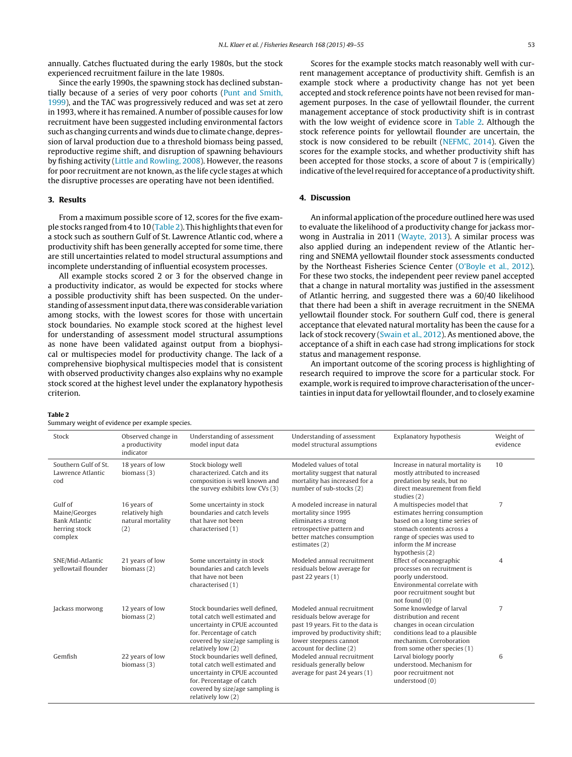annually. Catches fluctuated during the early 1980s, but the stock experienced recruitment failure in the late 1980s.

Since the early 1990s, the spawning stock has declined substantially because of a series of very poor cohorts (Punt and Smith, 1999), and the TAC was progressively reduced and was set at zero in 1993, where it has remained. A number of possible causes for low recruitment have been suggested including environmental factors such as changing currents and winds due to climate change, depression of larval production due to a threshold biomass being passed, reproductive regime shift, and disruption of spawning behaviours by fishing activity (Little and Rowling, 2008). However, the reasons for poor recruitment are not known, as the life cycle stages at which the disruptive processes are operating have not been identified.

## 3. Results

From a maximum possible score of 12, scores for the five example stocks ranged from 4 to 10 (Table 2). This highlights that even for a stock such as southern Gulf of St. Lawrence Atlantic cod, where a productivity shift has been generally accepted for some time, there are still uncertainties related to model structural assumptions and incomplete understanding of influential ecosystem processes.

All example stocks scored 2 or 3 for the observed change in a productivity indicator, as would be expected for stocks where a possible productivity shift has been suspected. On the understanding of assessment input data, there was considerable variation among stocks, with the lowest scores for those with uncertain stock boundaries. No example stock scored at the highest level for understanding of assessment model structural assumptions as none have been validated against output from a biophysical or multispecies model for productivity change. The lack of a comprehensive biophysical multispecies model that is consistent with observed productivity changes also explains why no example stock scored at the highest level under the explanatory hypothesis criterion.

Scores for the example stocks match reasonably well with current management acceptance of productivity shift. Gemfish is an example stock where a productivity change has not yet been accepted and stock reference points have not been revised for management purposes. In the case of yellowtail flounder, the current management acceptance of stock productivity shift is in contrast with the low weight of evidence score in Table 2. Although the stock reference points for yellowtail flounder are uncertain, the stock is now considered to be rebuilt (NEFMC, 2014). Given the scores for the example stocks, and whether productivity shift has been accepted for those stocks, a score of about 7 is (empirically) indicative of the level required for acceptance of a productivity shift.

## 4. Discussion

An informal application of the procedure outlined here was used to evaluate the likelihood of a productivity change for jackass morwong in Australia in 2011 (Wayte, 2013). A similar process was also applied during an independent review of the Atlantic herring and SNEMA yellowtail flounder stock assessments conducted by the Northeast Fisheries Science Center (O'Boyle et al., 2012). For these two stocks, the independent peer review panel accepted that a change in natural mortality was justified in the assessment of Atlantic herring, and suggested there was a 60/40 likelihood that there had been a shift in average recruitment in the SNEMA yellowtail flounder stock. For southern Gulf cod, there is general acceptance that elevated natural mortality has been the cause for a lack of stock recovery (Swain et al., 2012). As mentioned above, the acceptance of a shift in each case had strong implications for stock status and management response.

An important outcome of the scoring process is highlighting of research required to improve the score for a particular stock. For example, work is required to improve characterisation of the uncertainties in input data for yellowtail flounder, and to closely examine

**Table 2**
Summary weight of evidence per example species.

| Stock | Observed change in a productivity indicator | Understanding of assessment model input data | Understanding of assessment model structural assumptions | Explanatory hypothesis | Weight of evidence |
|---|---|---|---|---|---|
| Southern Gulf of St. Lawrence Atlantic cod | 18 years of low biomass (3) | Stock biology well characterized. Catch and its composition is well known and the survey exhibits low CVs (3) | Modeled values of total mortality suggest that natural mortality has increased for a number of sub-stocks (2) | Increase in natural mortality is mostly attributed to increased predation by seals, but no direct measurement from field studies (2) | 10 |
| Gulf of Maine/Georges Bank Atlantic herring stock complex | 16 years of relatively high natural mortality (2) | Some uncertainty in stock boundaries and catch levels that have not been characterised (1) | A modeled increase in natural mortality since 1995 eliminates a strong retrospective pattern and better matches consumption estimates (2) | A multispecies model that estimates herring consumption based on a long time series of stomach contents across a range of species was used to inform the M increase hypothesis (2) | 7 |
| SNE/Mid-Atlantic yellowtail flounder | 21 years of low biomass (2) | Some uncertainty in stock boundaries and catch levels that have not been characterised (1) | Modeled annual recruitment residuals below average for past 22 years (1) | Effect of oceanographic processes on recruitment is poorly understood. Environmental correlate with poor recruitment sought but not found (0) | 4 |
| Jackass morwong | 12 years of low biomass (2) | Stock boundaries well defined, total catch well estimated and uncertainty in CPUE accounted for. Percentage of catch covered by size/age sampling is relatively low (2) | Modeled annual recruitment residuals below average for past 19 years. Fit to the data is improved by productivity shift; lower steepness cannot account for decline (2) | Some knowledge of larval distribution and recent changes in ocean circulation conditions lead to a plausible mechanism. Corroboration from some other species (1) | 7 |
| Gemfish | 22 years of low biomass (3) | Stock boundaries well defined, total catch well estimated and uncertainty in CPUE accounted for. Percentage of catch covered by size/age sampling is relatively low (2) | Modeled annual recruitment residuals generally below average for past 24 years (1) | Larval biology poorly understood. Mechanism for poor recruitment not understood (0) | 6 |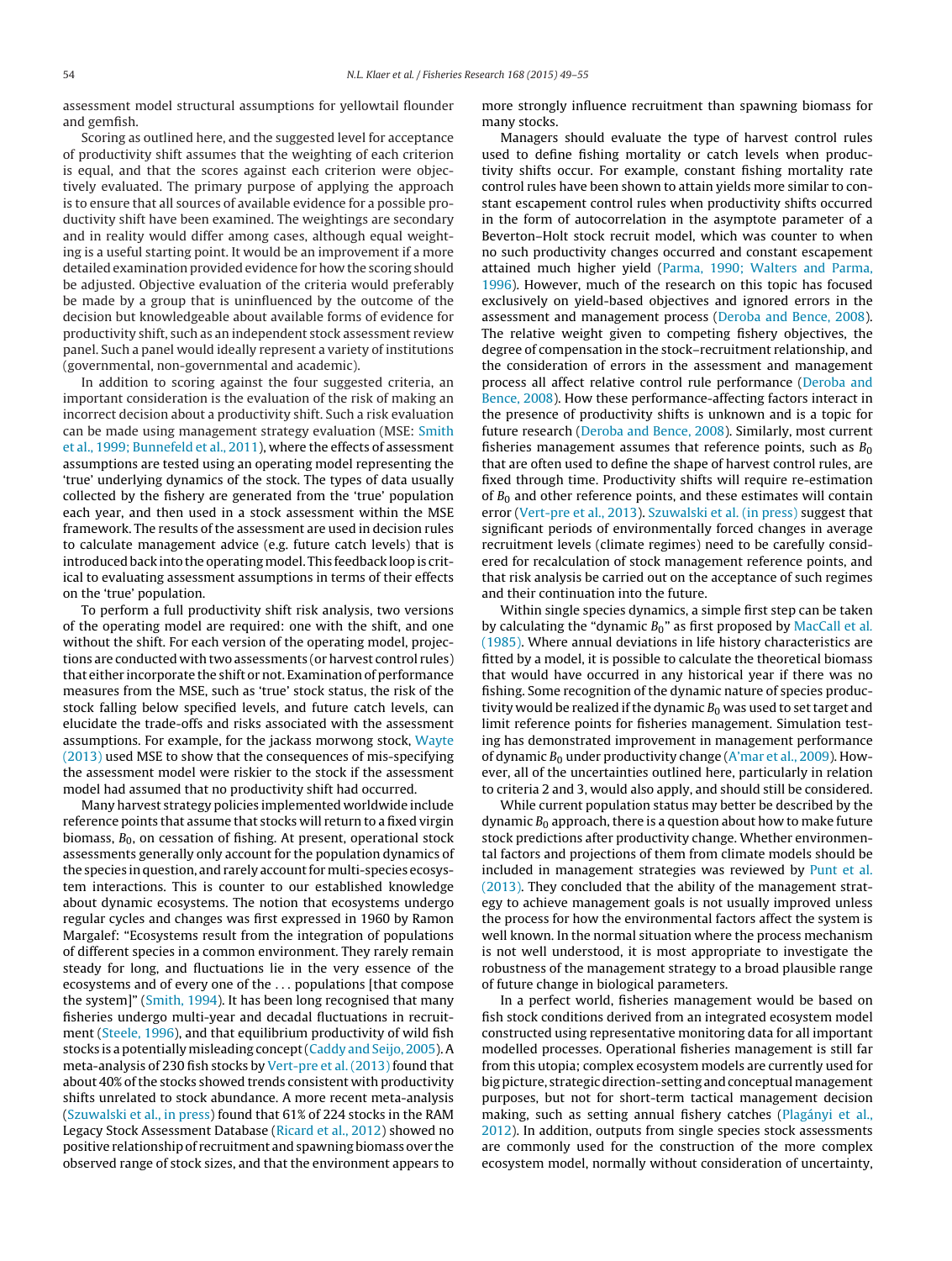assessment model structural assumptions for yellowtail flounder and gemfish.

Scoring as outlined here, and the suggested level for acceptance of productivity shift assumes that the weighting of each criterion is equal, and that the scores against each criterion were objectively evaluated. The primary purpose of applying the approach is to ensure that all sources of available evidence for a possible productivity shift have been examined. The weightings are secondary and in reality would differ among cases, although equal weighting is a useful starting point. It would be an improvement if a more detailed examination provided evidence for how the scoring should be adjusted. Objective evaluation of the criteria would preferably be made by a group that is uninfluenced by the outcome of the decision but knowledgeable about available forms of evidence for productivity shift, such as an independent stock assessment review panel. Such a panel would ideally represent a variety of institutions (governmental, non-governmental and academic).

In addition to scoring against the four suggested criteria, an important consideration is the evaluation of the risk of making an incorrect decision about a productivity shift. Such a risk evaluation can be made using management strategy evaluation (MSE: Smith et al., 1999; Bunnefeld et al., 2011), where the effects of assessment assumptions are tested using an operating model representing the 'true' underlying dynamics of the stock. The types of data usually collected by the fishery are generated from the 'true' population each year, and then used in a stock assessment within the MSE framework. The results of the assessment are used in decision rules to calculate management advice (e.g. future catch levels) that is introduced back into the operating model. This feedback loop is critical to evaluating assessment assumptions in terms of their effects on the 'true' population.

To perform a full productivity shift risk analysis, two versions of the operating model are required: one with the shift, and one without the shift. For each version of the operating model, projections are conducted with two assessments (or harvest control rules) that either incorporate the shift or not. Examination of performance measures from the MSE, such as 'true' stock status, the risk of the stock falling below specified levels, and future catch levels, can elucidate the trade-offs and risks associated with the assessment assumptions. For example, for the jackass morwong stock, Wayte (2013) used MSE to show that the consequences of mis-specifying the assessment model were riskier to the stock if the assessment model had assumed that no productivity shift had occurred.

Many harvest strategy policies implemented worldwide include reference points that assume that stocks will return to a fixed virgin biomass, $B_0$, on cessation of fishing. At present, operational stock assessments generally only account for the population dynamics of the species in question, and rarely account for multi-species ecosystem interactions. This is counter to our established knowledge about dynamic ecosystems. The notion that ecosystems undergo regular cycles and changes was first expressed in 1960 by Ramon Margalef: "Ecosystems result from the integration of populations of different species in a common environment. They rarely remain steady for long, and fluctuations lie in the very essence of the ecosystems and of every one of the ... populations [that compose the system]" (Smith, 1994). It has been long recognised that many fisheries undergo multi-year and decadal fluctuations in recruitment (Steele, 1996), and that equilibrium productivity of wild fish stocks is a potentially misleading concept (Caddy and Seijo, 2005). A meta-analysis of 230 fish stocks by Vert-pre et al. (2013) found that about 40% of the stocks showed trends consistent with productivity shifts unrelated to stock abundance. A more recent meta-analysis (Szuwalski et al., in press) found that 61% of 224 stocks in the RAM Legacy Stock Assessment Database (Ricard et al., 2012) showed no positive relationship of recruitment and spawning biomass over the observed range of stock sizes, and that the environment appears to more strongly influence recruitment than spawning biomass for many stocks.

Managers should evaluate the type of harvest control rules used to define fishing mortality or catch levels when productivity shifts occur. For example, constant fishing mortality rate control rules have been shown to attain yields more similar to constant escapement control rules when productivity shifts occurred in the form of autocorrelation in the asymptote parameter of a Beverton–Holt stock recruit model, which was counter to when no such productivity changes occurred and constant escapement attained much higher yield (Parma, 1990; Walters and Parma, 1996). However, much of the research on this topic has focused exclusively on yield-based objectives and ignored errors in the assessment and management process (Deroba and Bence, 2008). The relative weight given to competing fishery objectives, the degree of compensation in the stock–recruitment relationship, and the consideration of errors in the assessment and management process all affect relative control rule performance (Deroba and Bence, 2008). How these performance-affecting factors interact in the presence of productivity shifts is unknown and is a topic for future research (Deroba and Bence, 2008). Similarly, most current fisheries management assumes that reference points, such as $B_0$ that are often used to define the shape of harvest control rules, are fixed through time. Productivity shifts will require re-estimation of $B_0$ and other reference points, and these estimates will contain error (Vert-pre et al., 2013). Szuwalski et al. (in press) suggest that significant periods of environmentally forced changes in average recruitment levels (climate regimes) need to be carefully considered for recalculation of stock management reference points, and that risk analysis be carried out on the acceptance of such regimes and their continuation into the future.

Within single species dynamics, a simple first step can be taken by calculating the "dynamic $B_0$" as first proposed by MacCall et al. (1985). Where annual deviations in life history characteristics are fitted by a model, it is possible to calculate the theoretical biomass that would have occurred in any historical year if there was no fishing. Some recognition of the dynamic nature of species productivity would be realized if the dynamic $B_0$ was used to set target and limit reference points for fisheries management. Simulation testing has demonstrated improvement in management performance of dynamic $B_0$ under productivity change (A'mar et al., 2009). However, all of the uncertainties outlined here, particularly in relation to criteria 2 and 3, would also apply, and should still be considered.

While current population status may better be described by the dynamic $B_0$ approach, there is a question about how to make future stock predictions after productivity change. Whether environmental factors and projections of them from climate models should be included in management strategies was reviewed by Punt et al. (2013). They concluded that the ability of the management strategy to achieve management goals is not usually improved unless the process for how the environmental factors affect the system is well known. In the normal situation where the process mechanism is not well understood, it is most appropriate to investigate the robustness of the management strategy to a broad plausible range of future change in biological parameters.

In a perfect world, fisheries management would be based on fish stock conditions derived from an integrated ecosystem model constructed using representative monitoring data for all important modelled processes. Operational fisheries management is still far from this utopia; complex ecosystem models are currently used for big picture, strategic direction-setting and conceptual management purposes, but not for short-term tactical management decision making, such as setting annual fishery catches (Plagányi et al., 2012). In addition, outputs from single species stock assessments are commonly used for the construction of the more complex ecosystem model, normally without consideration of uncertainty,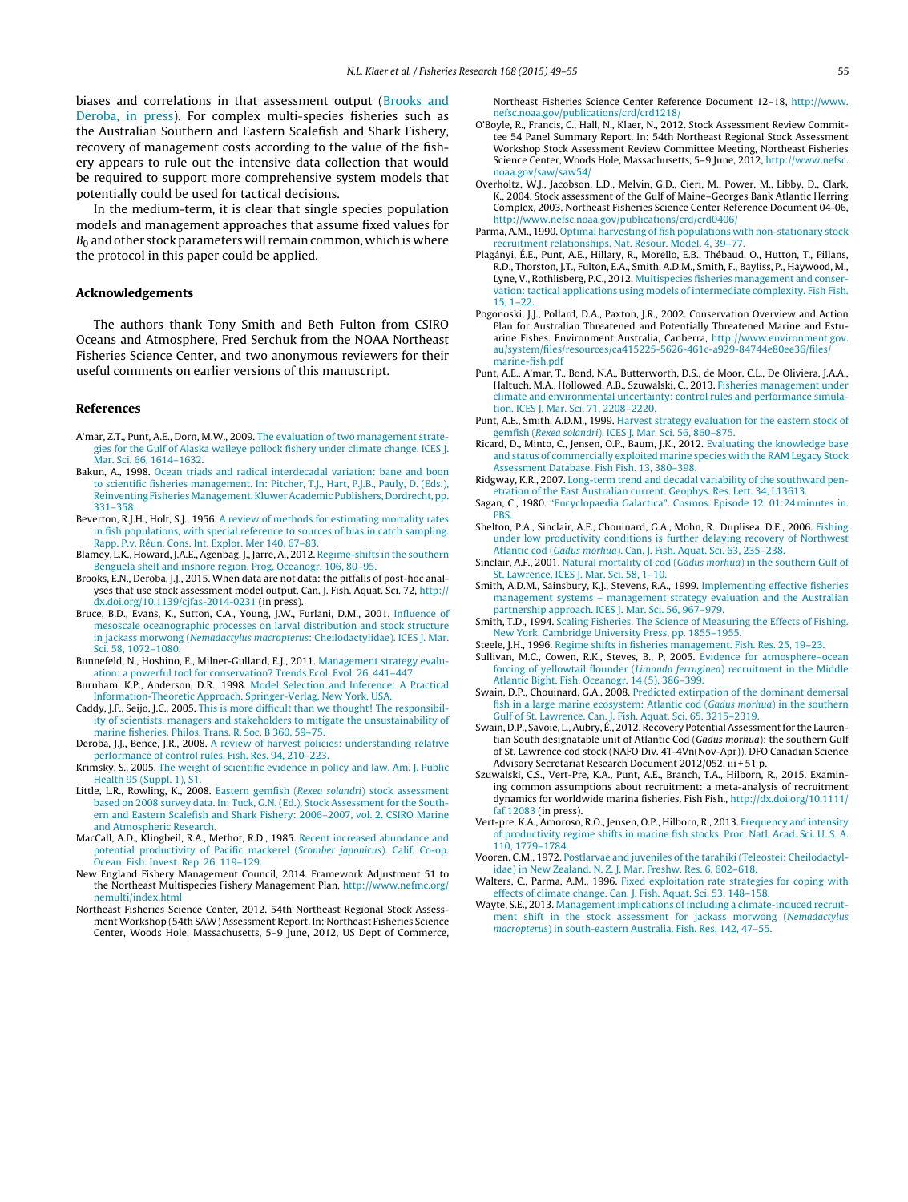biases and correlations in that assessment output (Brooks and Deroba, in press). For complex multi-species fisheries such as the Australian Southern and Eastern Scalefish and Shark Fishery, recovery of management costs according to the value of the fishery appears to rule out the intensive data collection that would be required to support more comprehensive system models that potentially could be used for tactical decisions.

In the medium-term, it is clear that single species population models and management approaches that assume fixed values for $B_0$ and other stock parameters will remain common, which is where the protocol in this paper could be applied.

## Acknowledgements

The authors thank Tony Smith and Beth Fulton from CSIRO Oceans and Atmosphere, Fred Serchuk from the NOAA Northeast Fisheries Science Center, and two anonymous reviewers for their useful comments on earlier versions of this manuscript.

## References

A'mar, Z.T., Punt, A.E., Dorn, M.W., 2009. The evaluation of two management strategies for the Gulf of Alaska walleye pollock fishery under climate change. ICES J. Mar. Sci. 66, 1614–1632.

Bakun, A., 1998. Ocean triads and radical interdecadal variation: bane and boon to scientific fisheries management. In: Pitcher, T.J., Hart, P.J.B., Pauly, D. (Eds.), Reinventing Fisheries Management. Kluwer Academic Publishers, Dordrecht, pp. 331–358.

Beverton, R.J.H., Holt, S.J., 1956. A review of methods for estimating mortality rates in fish populations, with special reference to sources of bias in catch sampling. Rapp. P.v. Réun. Cons. Int. Explor. Mer 140, 67–83.

Blamey, L.K., Howard, J.A.E., Agenbag, J., Jarre, A., 2012. Regime-shifts in the southern Benguela shelf and inshore region. Prog. Oceanogr. 106, 80–95.

Brooks, E.N., Deroba, J.J., 2015. When data are not data: the pitfalls of post-hoc analyses that use stock assessment model output. Can. J. Fish. Aquat. Sci. 72, http://dx.doi.org/10.1139/cjfas-2014-0231 (in press).

Bruce, B.D., Evans, K., Sutton, C.A., Young, J.W., Furlani, D.M., 2001. Influence of mesoscale oceanographic processes on larval distribution and stock structure in jackass morwong (*Nemadactylus macropterus*: Cheilodactylidae). ICES J. Mar. Sci. 58, 1072–1080.

Bunnefeld, N., Hoshino, E., Milner-Gulland, E.J., 2011. Management strategy evaluation: a powerful tool for conservation? Trends Ecol. Evol. 26, 441–447.

Burnham, K.P., Anderson, D.R., 1998. Model Selection and Inference: A Practical Information-Theoretic Approach. Springer-Verlag, New York, USA.

Caddy, J.F., Seijo, J.C., 2005. This is more difficult than we thought! The responsibility of scientists, managers and stakeholders to mitigate the unsustainability of marine fisheries. Philos. Trans. R. Soc. B 360, 59–75.

Deroba, J.J., Bence, J.R., 2008. A review of harvest policies: understanding relative performance of control rules. Fish. Res. 94, 210–223.

Krimsky, S., 2005. The weight of scientific evidence in policy and law. Am. J. Public Health 95 (Suppl. 1), S1.

Little, L.R., Rowling, K., 2008. Eastern gemfish (*Rexea solandri*) stock assessment based on 2008 survey data. In: Tuck, G.N. (Ed.), Stock Assessment for the Southern and Eastern Scalefish and Shark Fishery: 2006–2007, vol. 2. CSIRO Marine and Atmospheric Research.

MacCall, A.D., Klingbeil, R.A., Methot, R.D., 1985. Recent increased abundance and potential productivity of Pacific mackerel (*Scomber japonicus*). Calif. Co-op. Ocean. Fish. Invest. Rep. 26, 119–129.

New England Fishery Management Council, 2014. Framework Adjustment 51 to the Northeast Multispecies Fishery Management Plan, http://www.nefmc.org/nemulti/index.html

Northeast Fisheries Science Center, 2012. 54th Northeast Regional Stock Assessment Workshop (54th SAW) Assessment Report. In: Northeast Fisheries Science Center, Woods Hole, Massachusetts, 5–9 June, 2012, US Dept of Commerce, Northeast Fisheries Science Center Reference Document 12–18, http://www.nefsc.noaa.gov/publications/crd/crd1218/

O'Boyle, R., Francis, C., Hall, N., Klaer, N., 2012. Stock Assessment Review Committee 54 Panel Summary Report. In: 54th Northeast Regional Stock Assessment Workshop Stock Assessment Review Committee Meeting, Northeast Fisheries Science Center, Woods Hole, Massachusetts, 5–9 June, 2012, http://www.nefsc.noaa.gov/saw/saw54/

Overholtz, W.J., Jacobson, L.D., Melvin, G.D., Cieri, M., Power, M., Libby, D., Clark, K., 2004. Stock assessment of the Gulf of Maine–Georges Bank Atlantic Herring Complex, 2003. Northeast Fisheries Science Center Reference Document 04-06, http://www.nefsc.noaa.gov/publications/crd/crd0406/

Parma, A.M., 1990. Optimal harvesting of fish populations with non-stationary stock recruitment relationships. Nat. Resour. Model. 4, 39–77.

Plagányi, É.E., Punt, A.E., Hillary, R., Morello, E.B., Thébaud, O., Hutton, T., Pillans, R.D., Thorston, J.T., Fulton, E.A., Smith, A.D.M., Smith, F., Bayliss, P., Haywood, M., Lyne, V., Rothlisberg, P.C., 2012. Multispecies fisheries management and conservation: tactical applications using models of intermediate complexity. Fish Fish. 15, 1–22.

Pogonoski, J.J., Pollard, D.A., Paxton, J.R., 2002. Conservation Overview and Action Plan for Australian Threatened and Potentially Threatened Marine and Estuarine Fishes. Environment Australia, Canberra, http://www.environment.gov.au/system/files/resources/ca415225-5626-461c-a929-84744e80ee36/files/marine-fish.pdf

Punt, A.E., A'mar, T., Bond, N.A., Butterworth, D.S., de Moor, C.L., De Oliveira, J.A.A., Haltuch, M.A., Hollowed, A.B., Szuwalski, C., 2013. Fisheries management under climate and environmental uncertainty: control rules and performance simulation. ICES J. Mar. Sci. 71, 2208–2220.

Punt, A.E., Smith, A.D.M., 1999. Harvest strategy evaluation for the eastern stock of gemfish (*Rexea solandri*). ICES J. Mar. Sci. 56, 860–875.

Ricard, D., Minto, C., Jensen, O.P., Baum, J.K., 2012. Evaluating the knowledge base and status of commercially exploited marine species with the RAM Legacy Stock Assessment Database. Fish Fish. 13, 380–398.

Ridgway, K.R., 2007. Long-term trend and decadal variability of the southward penetration of the East Australian current. Geophys. Res. Lett. 34, L13613.

Sagan, C., 1980. "Encyclopaedia Galactica". Cosmos. Episode 12. 01:24 minutes in. PBS.

Shelton, P.A., Sinclair, A.F., Chouinard, G.A., Mohn, R., Duplisea, D.E., 2006. Fishing under low productivity conditions is further delaying recovery of Northwest Atlantic cod (*Gadus morhua*). Can. J. Fish. Aquat. Sci. 63, 235–238.

Sinclair, A.F., 2001. Natural mortality of cod (*Gadus morhua*) in the southern Gulf of St. Lawrence. ICES J. Mar. Sci. 58, 1–10.

Smith, A.D.M., Sainsbury, K.J., Stevens, R.A., 1999. Implementing effective fisheries management systems – management strategy evaluation and the Australian partnership approach. ICES J. Mar. Sci. 56, 967–979.

Smith, T.D., 1994. Scaling Fisheries. The Science of Measuring the Effects of Fishing. New York, Cambridge University Press, pp. 1855–1955.

Steele, J.H., 1996. Regime shifts in fisheries management. Fish. Res. 25, 19–23.

Sullivan, M.C., Cowen, R.K., Steves, B., P, 2005. Evidence for atmosphere–ocean forcing of yellowtail flounder (*Limanda ferruginea*) recruitment in the Middle Atlantic Bight. Fish. Oceanogr. 14 (5), 386–399.

Swain, D.P., Chouinard, G.A., 2008. Predicted extirpation of the dominant demersal fish in a large marine ecosystem: Atlantic cod (*Gadus morhua*) in the southern Gulf of St. Lawrence. Can. J. Fish. Aquat. Sci. 65, 3215–2319.

Swain, D.P., Savoie, L., Aubry, É., 2012. Recovery Potential Assessment for the Laurentian South designatable unit of Atlantic Cod (*Gadus morhua*): the southern Gulf of St. Lawrence cod stock (NAFO Div. 4T-4Vn(Nov-Apr)). DFO Canadian Science Advisory Secretariat Research Document 2012/052. iii + 51 p.

Szuwalski, C.S., Vert-Pre, K.A., Punt, A.E., Branch, T.A., Hilborn, R., 2015. Examining common assumptions about recruitment: a meta-analysis of recruitment dynamics for worldwide marina fisheries. Fish Fish., http://dx.doi.org/10.1111/faf.12083 (in press).

Vert-pre, K.A., Amoroso, R.O., Jensen, O.P., Hilborn, R., 2013. Frequency and intensity of productivity regime shifts in marine fish stocks. Proc. Natl. Acad. Sci. U. S. A. 110, 1779–1784.

Vooren, C.M., 1972. Postlarvae and juveniles of the tarahiki (Teleostei: Cheilodactylidae) in New Zealand. N. Z. J. Mar. Freshw. Res. 6, 602–618.

Walters, C., Parma, A.M., 1996. Fixed exploitation rate strategies for coping with effects of climate change. Can. J. Fish. Aquat. Sci. 53, 148–158.

Wayte, S.E., 2013. Management implications of including a climate-induced recruitment shift in the stock assessment for jackass morwong (*Nemadactylus macropterus*) in south-eastern Australia. Fish. Res. 142, 47–55.